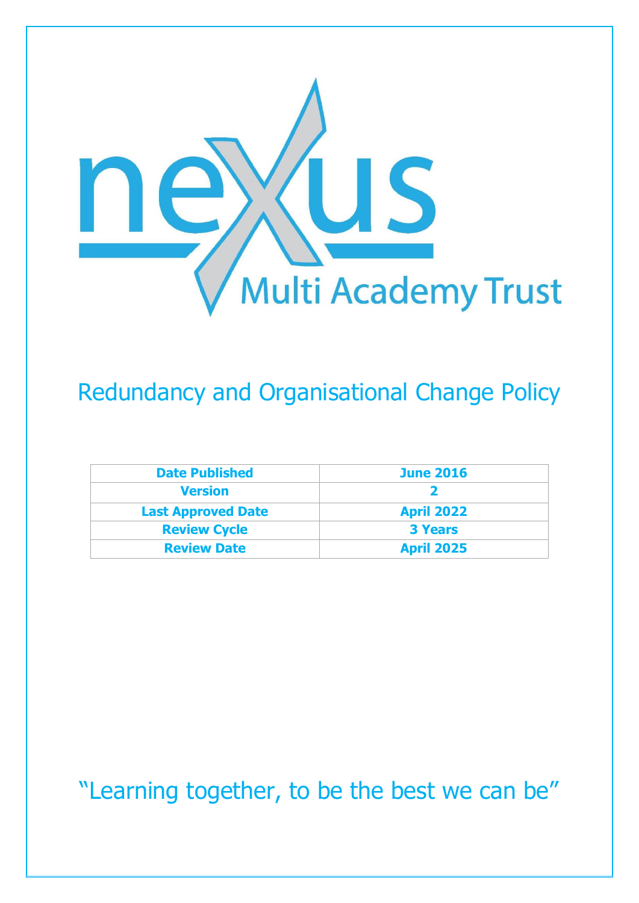nexus Multi Academy Trust

# Redundancy and Organisational Change Policy

| Date Published | June 2016 |
|---|---|
| Version | 2 |
| Last Approved Date | April 2022 |
| Review Cycle | 3 Years |
| Review Date | April 2025 |

"Learning together, to be the best we can be"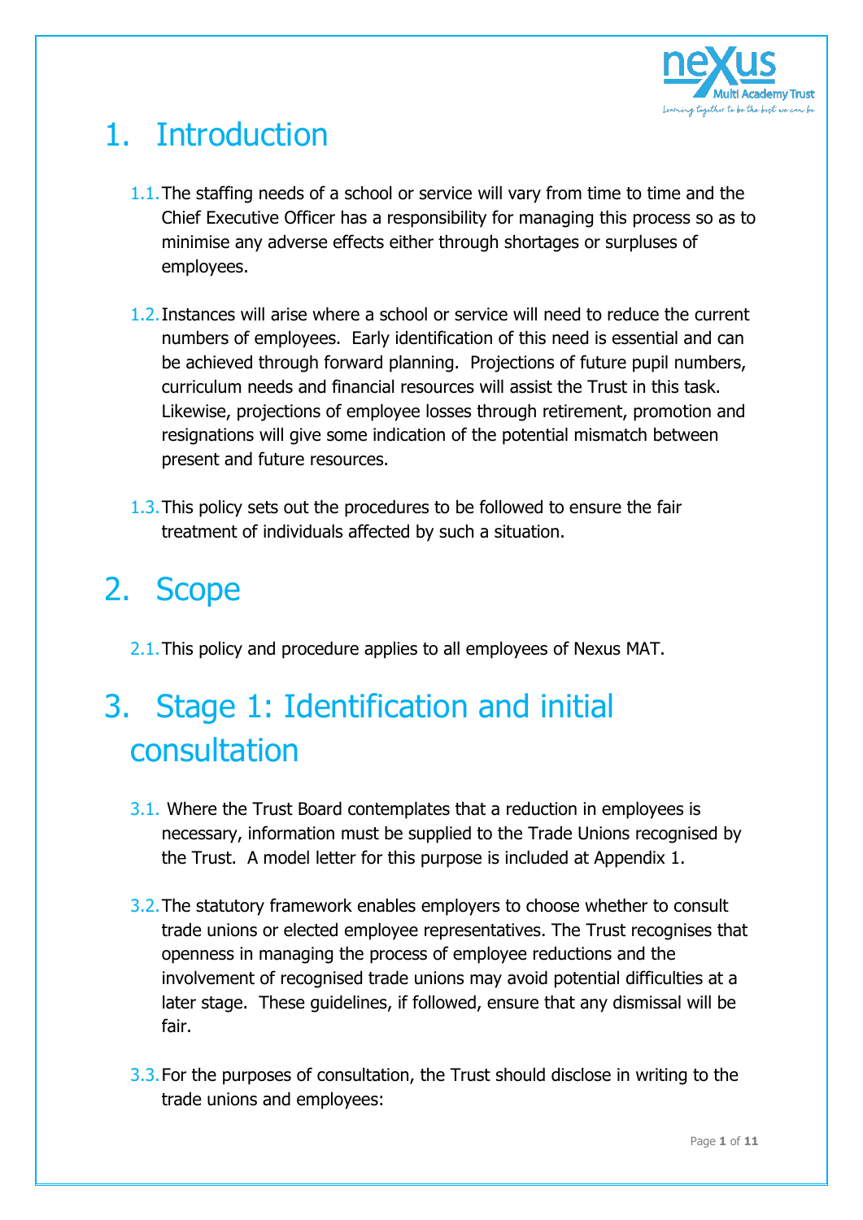# 1. Introduction

1.1. The staffing needs of a school or service will vary from time to time and the Chief Executive Officer has a responsibility for managing this process so as to minimise any adverse effects either through shortages or surpluses of employees.

1.2. Instances will arise where a school or service will need to reduce the current numbers of employees. Early identification of this need is essential and can be achieved through forward planning. Projections of future pupil numbers, curriculum needs and financial resources will assist the Trust in this task. Likewise, projections of employee losses through retirement, promotion and resignations will give some indication of the potential mismatch between present and future resources.

1.3. This policy sets out the procedures to be followed to ensure the fair treatment of individuals affected by such a situation.

# 2. Scope

2.1. This policy and procedure applies to all employees of Nexus MAT.

# 3. Stage 1: Identification and initial consultation

3.1. Where the Trust Board contemplates that a reduction in employees is necessary, information must be supplied to the Trade Unions recognised by the Trust. A model letter for this purpose is included at Appendix 1.

3.2. The statutory framework enables employers to choose whether to consult trade unions or elected employee representatives. The Trust recognises that openness in managing the process of employee reductions and the involvement of recognised trade unions may avoid potential difficulties at a later stage. These guidelines, if followed, ensure that any dismissal will be fair.

3.3. For the purposes of consultation, the Trust should disclose in writing to the trade unions and employees: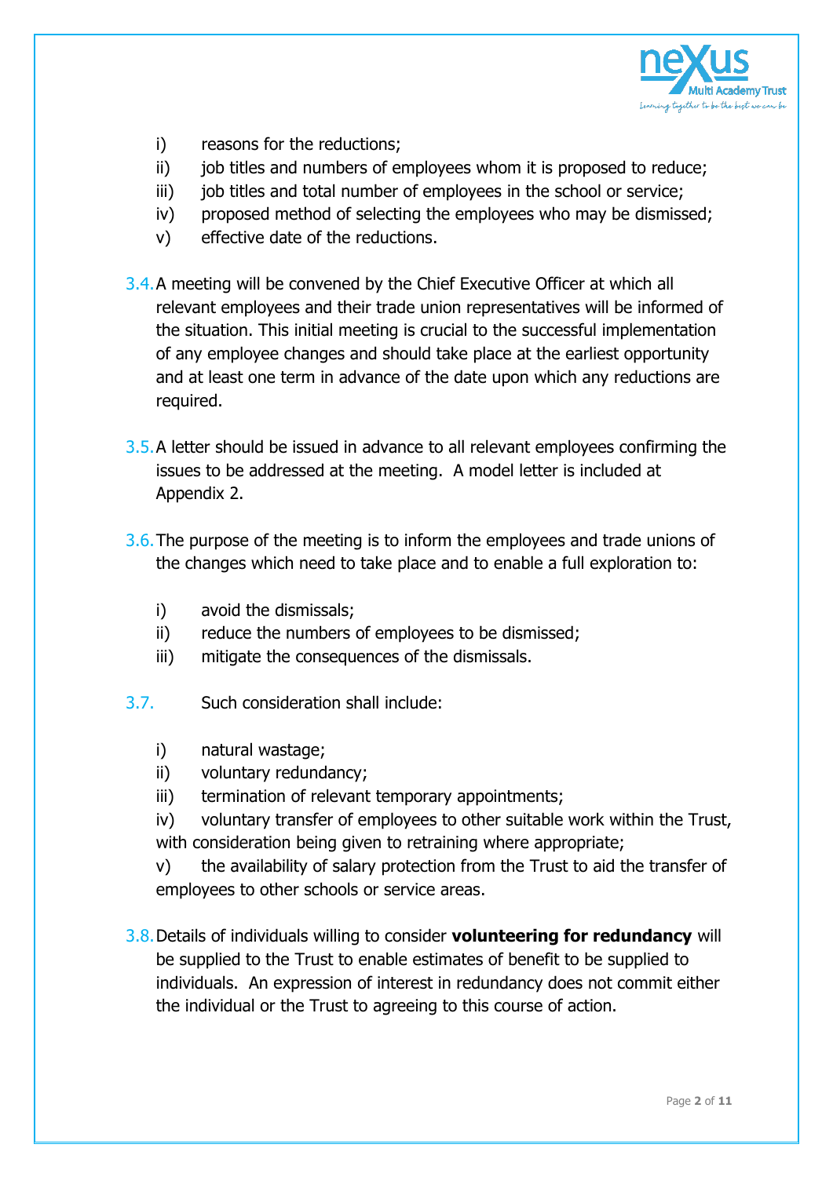i) reasons for the reductions;
ii) job titles and numbers of employees whom it is proposed to reduce;
iii) job titles and total number of employees in the school or service;
iv) proposed method of selecting the employees who may be dismissed;
v) effective date of the reductions.

3.4. A meeting will be convened by the Chief Executive Officer at which all relevant employees and their trade union representatives will be informed of the situation. This initial meeting is crucial to the successful implementation of any employee changes and should take place at the earliest opportunity and at least one term in advance of the date upon which any reductions are required.

3.5. A letter should be issued in advance to all relevant employees confirming the issues to be addressed at the meeting. A model letter is included at Appendix 2.

3.6. The purpose of the meeting is to inform the employees and trade unions of the changes which need to take place and to enable a full exploration to:

i) avoid the dismissals;
ii) reduce the numbers of employees to be dismissed;
iii) mitigate the consequences of the dismissals.

3.7. Such consideration shall include:

i) natural wastage;
ii) voluntary redundancy;
iii) termination of relevant temporary appointments;
iv) voluntary transfer of employees to other suitable work within the Trust, with consideration being given to retraining where appropriate;
v) the availability of salary protection from the Trust to aid the transfer of employees to other schools or service areas.

3.8. Details of individuals willing to consider **volunteering for redundancy** will be supplied to the Trust to enable estimates of benefit to be supplied to individuals. An expression of interest in redundancy does not commit either the individual or the Trust to agreeing to this course of action.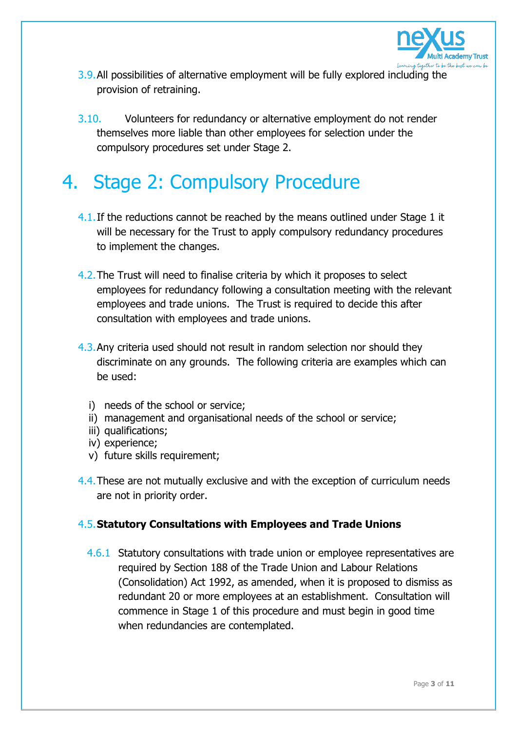3.9. All possibilities of alternative employment will be fully explored including the provision of retraining.

3.10. Volunteers for redundancy or alternative employment do not render themselves more liable than other employees for selection under the compulsory procedures set under Stage 2.

# 4. Stage 2: Compulsory Procedure

4.1. If the reductions cannot be reached by the means outlined under Stage 1 it will be necessary for the Trust to apply compulsory redundancy procedures to implement the changes.

4.2. The Trust will need to finalise criteria by which it proposes to select employees for redundancy following a consultation meeting with the relevant employees and trade unions. The Trust is required to decide this after consultation with employees and trade unions.

4.3. Any criteria used should not result in random selection nor should they discriminate on any grounds. The following criteria are examples which can be used:

i) needs of the school or service;
ii) management and organisational needs of the school or service;
iii) qualifications;
iv) experience;
v) future skills requirement;

4.4. These are not mutually exclusive and with the exception of curriculum needs are not in priority order.

4.5. **Statutory Consultations with Employees and Trade Unions**

4.6.1 Statutory consultations with trade union or employee representatives are required by Section 188 of the Trade Union and Labour Relations (Consolidation) Act 1992, as amended, when it is proposed to dismiss as redundant 20 or more employees at an establishment. Consultation will commence in Stage 1 of this procedure and must begin in good time when redundancies are contemplated.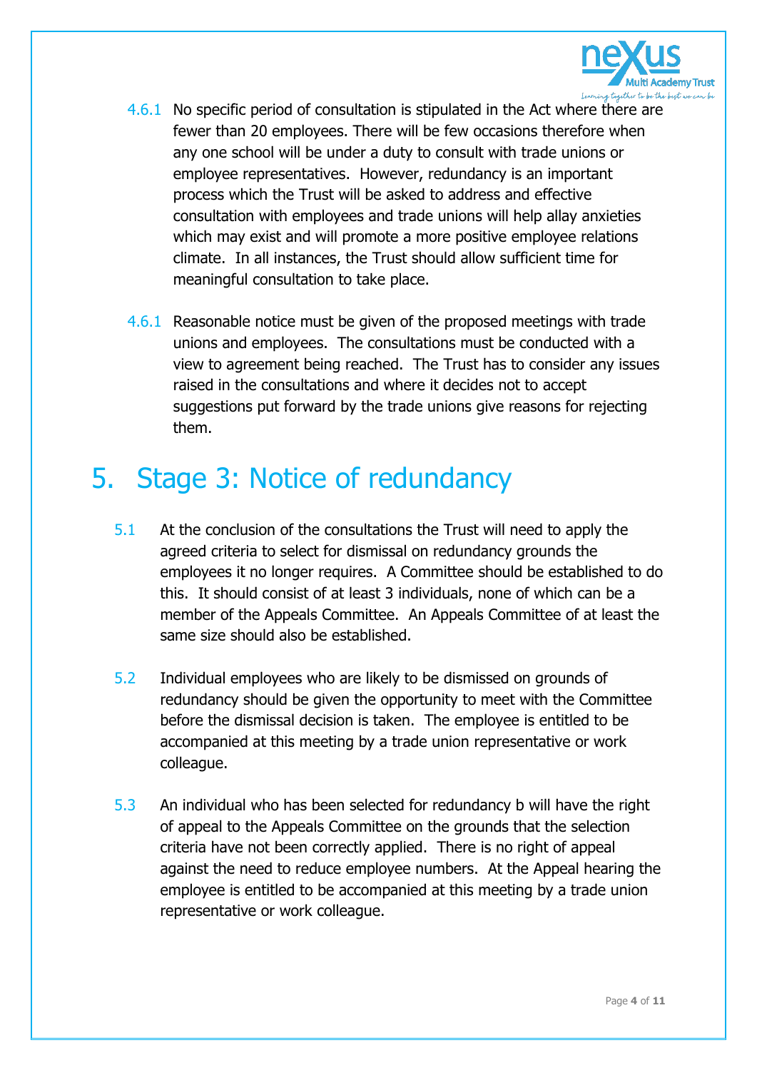4.6.1 No specific period of consultation is stipulated in the Act where there are fewer than 20 employees. There will be few occasions therefore when any one school will be under a duty to consult with trade unions or employee representatives. However, redundancy is an important process which the Trust will be asked to address and effective consultation with employees and trade unions will help allay anxieties which may exist and will promote a more positive employee relations climate. In all instances, the Trust should allow sufficient time for meaningful consultation to take place.

4.6.1 Reasonable notice must be given of the proposed meetings with trade unions and employees. The consultations must be conducted with a view to agreement being reached. The Trust has to consider any issues raised in the consultations and where it decides not to accept suggestions put forward by the trade unions give reasons for rejecting them.

# 5. Stage 3: Notice of redundancy

5.1 At the conclusion of the consultations the Trust will need to apply the agreed criteria to select for dismissal on redundancy grounds the employees it no longer requires. A Committee should be established to do this. It should consist of at least 3 individuals, none of which can be a member of the Appeals Committee. An Appeals Committee of at least the same size should also be established.

5.2 Individual employees who are likely to be dismissed on grounds of redundancy should be given the opportunity to meet with the Committee before the dismissal decision is taken. The employee is entitled to be accompanied at this meeting by a trade union representative or work colleague.

5.3 An individual who has been selected for redundancy b will have the right of appeal to the Appeals Committee on the grounds that the selection criteria have not been correctly applied. There is no right of appeal against the need to reduce employee numbers. At the Appeal hearing the employee is entitled to be accompanied at this meeting by a trade union representative or work colleague.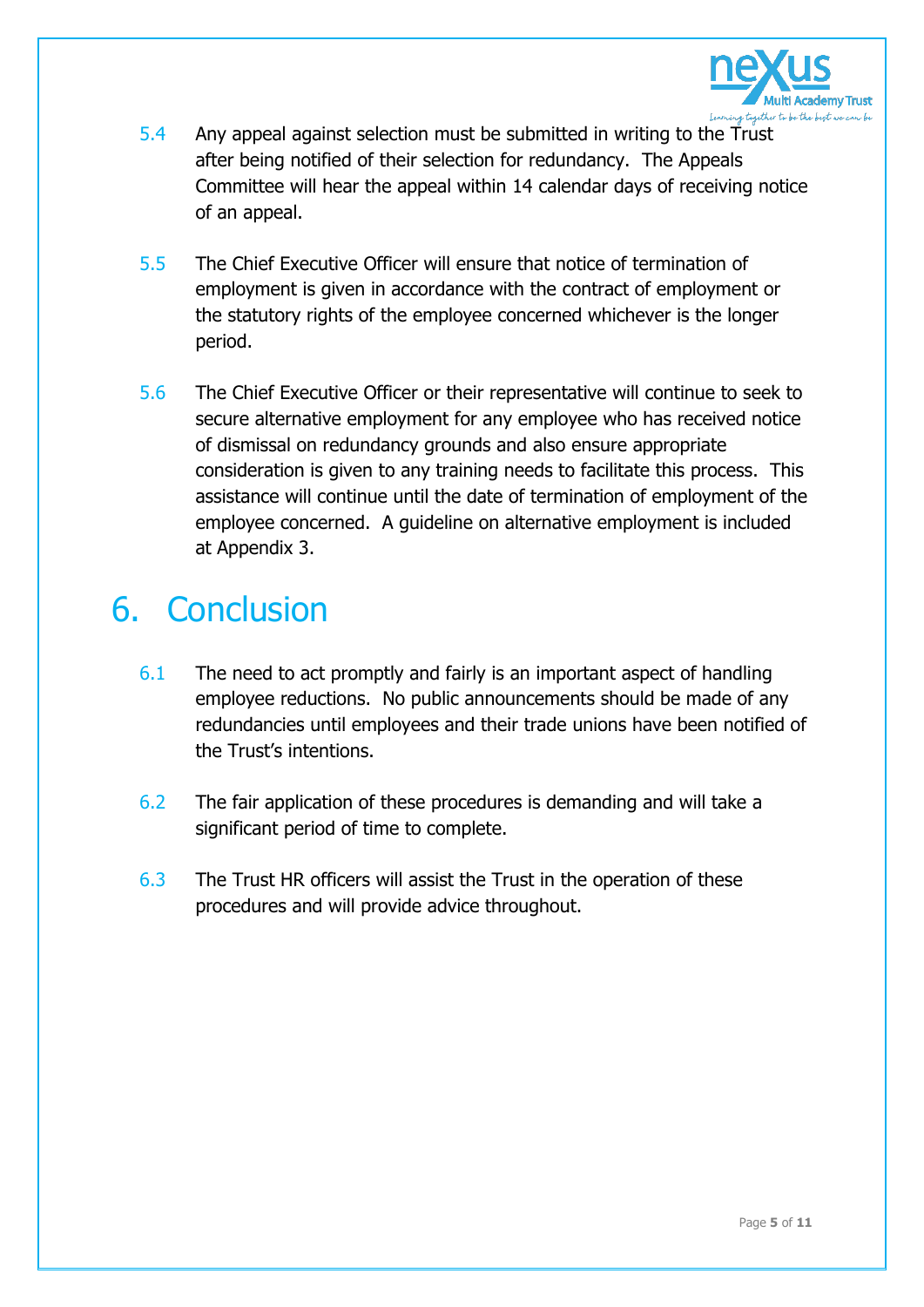5.4 Any appeal against selection must be submitted in writing to the Trust after being notified of their selection for redundancy. The Appeals Committee will hear the appeal within 14 calendar days of receiving notice of an appeal.

5.5 The Chief Executive Officer will ensure that notice of termination of employment is given in accordance with the contract of employment or the statutory rights of the employee concerned whichever is the longer period.

5.6 The Chief Executive Officer or their representative will continue to seek to secure alternative employment for any employee who has received notice of dismissal on redundancy grounds and also ensure appropriate consideration is given to any training needs to facilitate this process. This assistance will continue until the date of termination of employment of the employee concerned. A guideline on alternative employment is included at Appendix 3.

# 6. Conclusion

6.1 The need to act promptly and fairly is an important aspect of handling employee reductions. No public announcements should be made of any redundancies until employees and their trade unions have been notified of the Trust's intentions.

6.2 The fair application of these procedures is demanding and will take a significant period of time to complete.

6.3 The Trust HR officers will assist the Trust in the operation of these procedures and will provide advice throughout.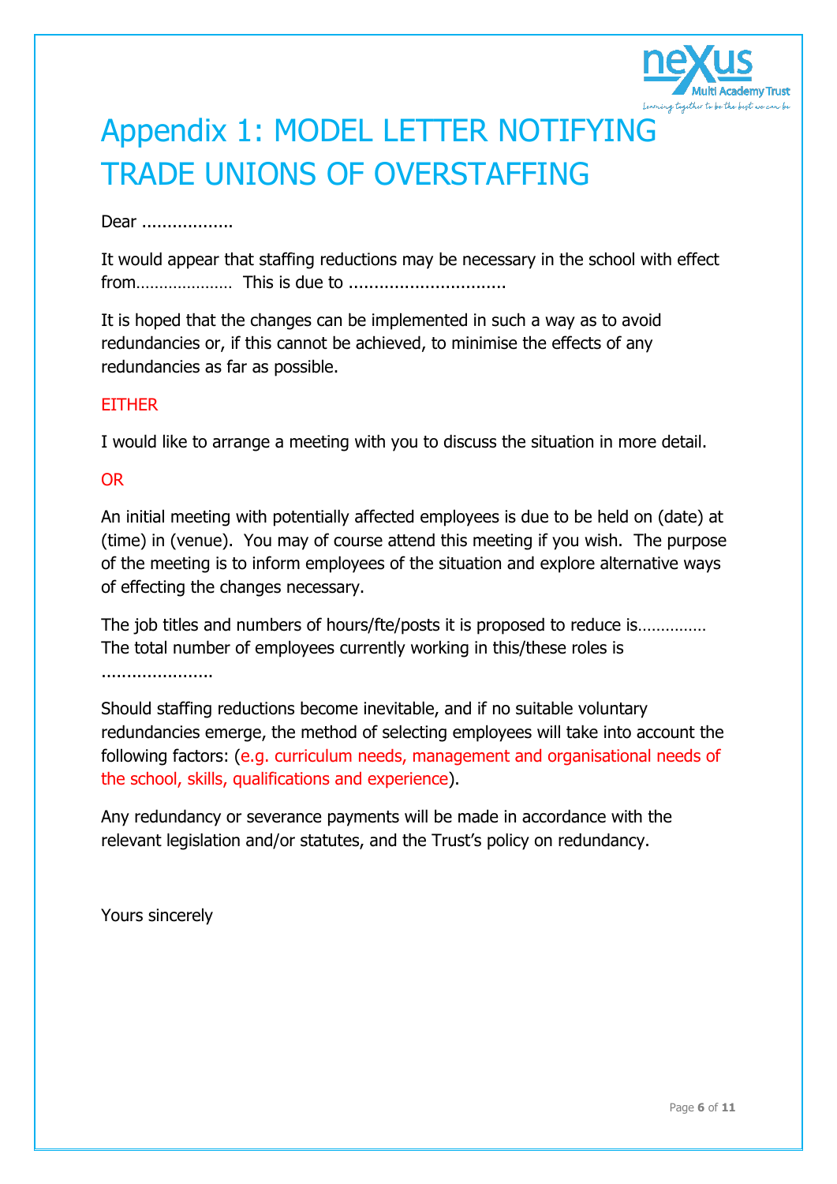# Appendix 1: MODEL LETTER NOTIFYING TRADE UNIONS OF OVERSTAFFING

Dear ..................

It would appear that staffing reductions may be necessary in the school with effect from………………… This is due to ..............................

It is hoped that the changes can be implemented in such a way as to avoid redundancies or, if this cannot be achieved, to minimise the effects of any redundancies as far as possible.

EITHER

I would like to arrange a meeting with you to discuss the situation in more detail.

OR

An initial meeting with potentially affected employees is due to be held on (date) at (time) in (venue). You may of course attend this meeting if you wish. The purpose of the meeting is to inform employees of the situation and explore alternative ways of effecting the changes necessary.

The job titles and numbers of hours/fte/posts it is proposed to reduce is…………… The total number of employees currently working in this/these roles is ………………….

Should staffing reductions become inevitable, and if no suitable voluntary redundancies emerge, the method of selecting employees will take into account the following factors: (e.g. curriculum needs, management and organisational needs of the school, skills, qualifications and experience).

Any redundancy or severance payments will be made in accordance with the relevant legislation and/or statutes, and the Trust's policy on redundancy.

Yours sincerely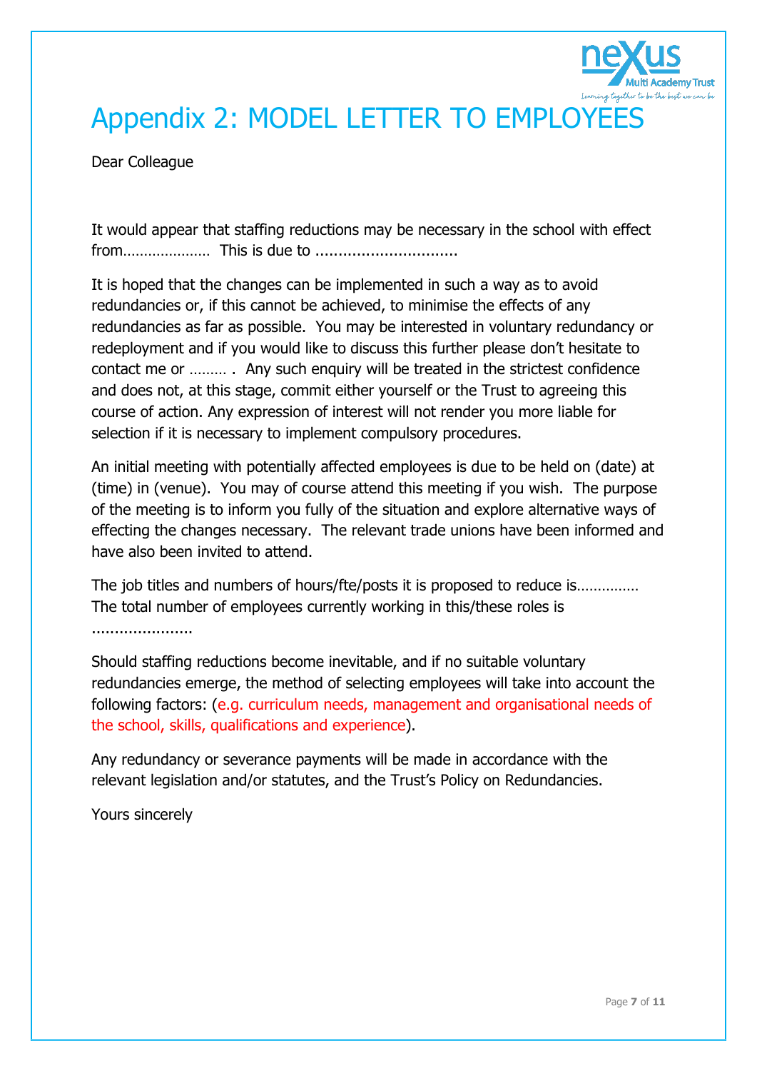# Appendix 2: MODEL LETTER TO EMPLOYEES

Dear Colleague

It would appear that staffing reductions may be necessary in the school with effect from………………… This is due to ...............................

It is hoped that the changes can be implemented in such a way as to avoid redundancies or, if this cannot be achieved, to minimise the effects of any redundancies as far as possible. You may be interested in voluntary redundancy or redeployment and if you would like to discuss this further please don't hesitate to contact me or ……… . Any such enquiry will be treated in the strictest confidence and does not, at this stage, commit either yourself or the Trust to agreeing this course of action. Any expression of interest will not render you more liable for selection if it is necessary to implement compulsory procedures.

An initial meeting with potentially affected employees is due to be held on (date) at (time) in (venue). You may of course attend this meeting if you wish. The purpose of the meeting is to inform you fully of the situation and explore alternative ways of effecting the changes necessary. The relevant trade unions have been informed and have also been invited to attend.

The job titles and numbers of hours/fte/posts it is proposed to reduce is…………… The total number of employees currently working in this/these roles is ......................

Should staffing reductions become inevitable, and if no suitable voluntary redundancies emerge, the method of selecting employees will take into account the following factors: (e.g. curriculum needs, management and organisational needs of the school, skills, qualifications and experience).

Any redundancy or severance payments will be made in accordance with the relevant legislation and/or statutes, and the Trust's Policy on Redundancies.

Yours sincerely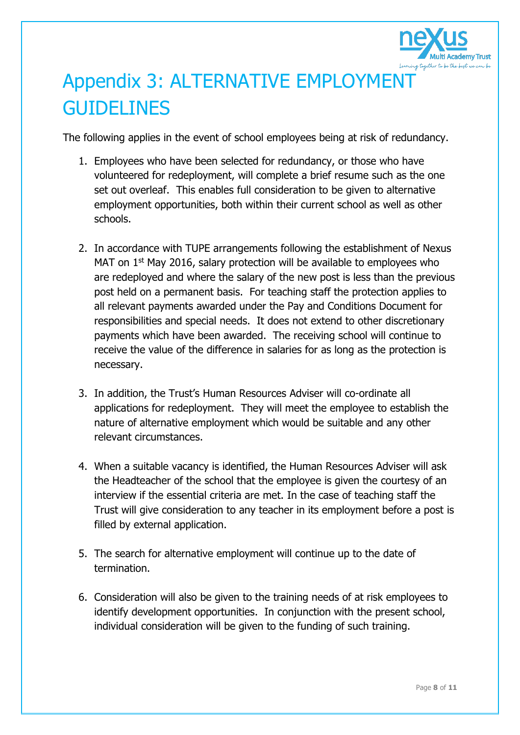# Appendix 3: ALTERNATIVE EMPLOYMENT GUIDELINES

The following applies in the event of school employees being at risk of redundancy.

1. Employees who have been selected for redundancy, or those who have volunteered for redeployment, will complete a brief resume such as the one set out overleaf. This enables full consideration to be given to alternative employment opportunities, both within their current school as well as other schools.

2. In accordance with TUPE arrangements following the establishment of Nexus MAT on 1st May 2016, salary protection will be available to employees who are redeployed and where the salary of the new post is less than the previous post held on a permanent basis. For teaching staff the protection applies to all relevant payments awarded under the Pay and Conditions Document for responsibilities and special needs. It does not extend to other discretionary payments which have been awarded. The receiving school will continue to receive the value of the difference in salaries for as long as the protection is necessary.

3. In addition, the Trust's Human Resources Adviser will co-ordinate all applications for redeployment. They will meet the employee to establish the nature of alternative employment which would be suitable and any other relevant circumstances.

4. When a suitable vacancy is identified, the Human Resources Adviser will ask the Headteacher of the school that the employee is given the courtesy of an interview if the essential criteria are met. In the case of teaching staff the Trust will give consideration to any teacher in its employment before a post is filled by external application.

5. The search for alternative employment will continue up to the date of termination.

6. Consideration will also be given to the training needs of at risk employees to identify development opportunities. In conjunction with the present school, individual consideration will be given to the funding of such training.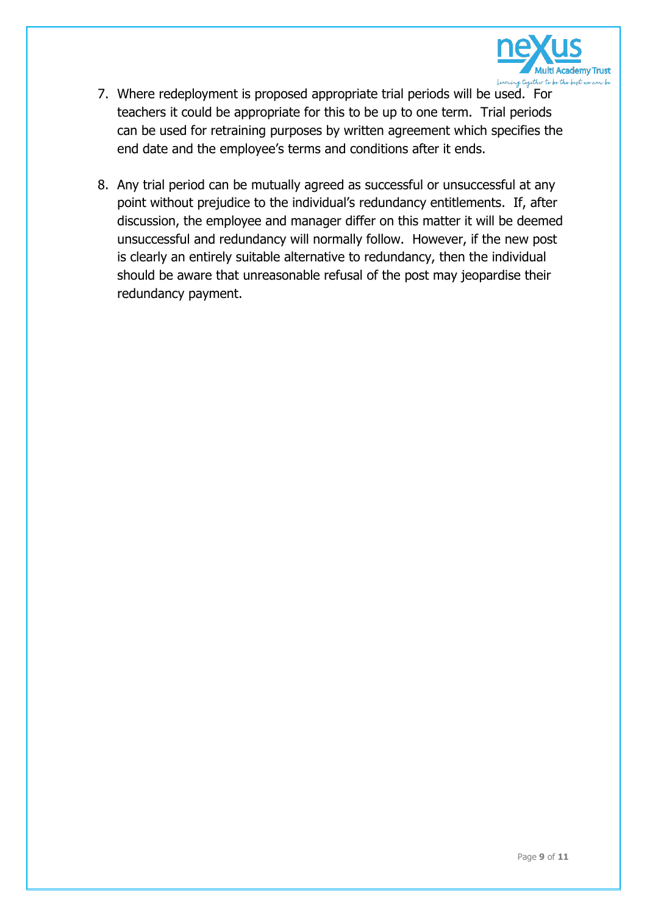7. Where redeployment is proposed appropriate trial periods will be used. For teachers it could be appropriate for this to be up to one term. Trial periods can be used for retraining purposes by written agreement which specifies the end date and the employee's terms and conditions after it ends.

8. Any trial period can be mutually agreed as successful or unsuccessful at any point without prejudice to the individual's redundancy entitlements. If, after discussion, the employee and manager differ on this matter it will be deemed unsuccessful and redundancy will normally follow. However, if the new post is clearly an entirely suitable alternative to redundancy, then the individual should be aware that unreasonable refusal of the post may jeopardise their redundancy payment.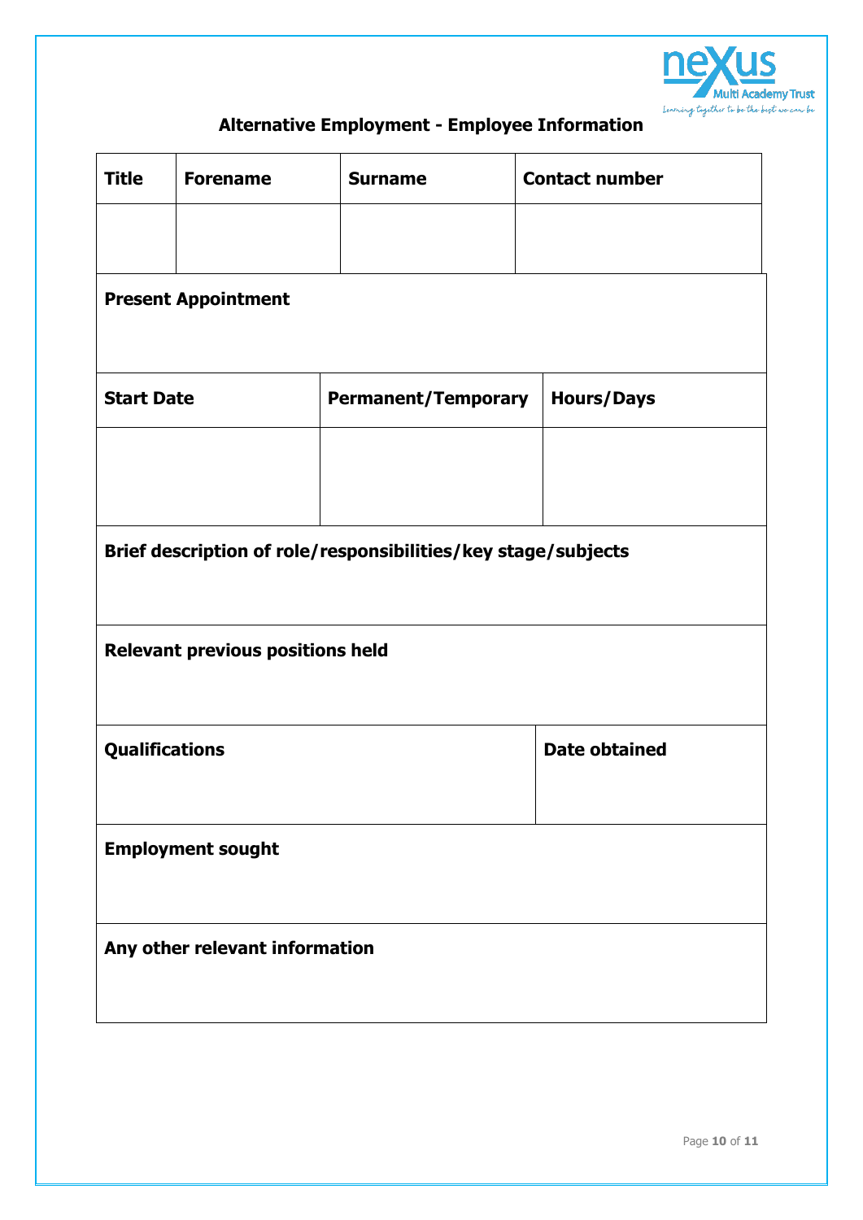## Alternative Employment - Employee Information

| Title | Forename | Surname | Contact number |
|---|---|---|---|
| | | | |

**Present Appointment**

| Start Date | Permanent/Temporary | Hours/Days |
|---|---|---|
| | | |

**Brief description of role/responsibilities/key stage/subjects**

**Relevant previous positions held**

| Qualifications | Date obtained |
|---|---|
| | |

**Employment sought**

**Any other relevant information**